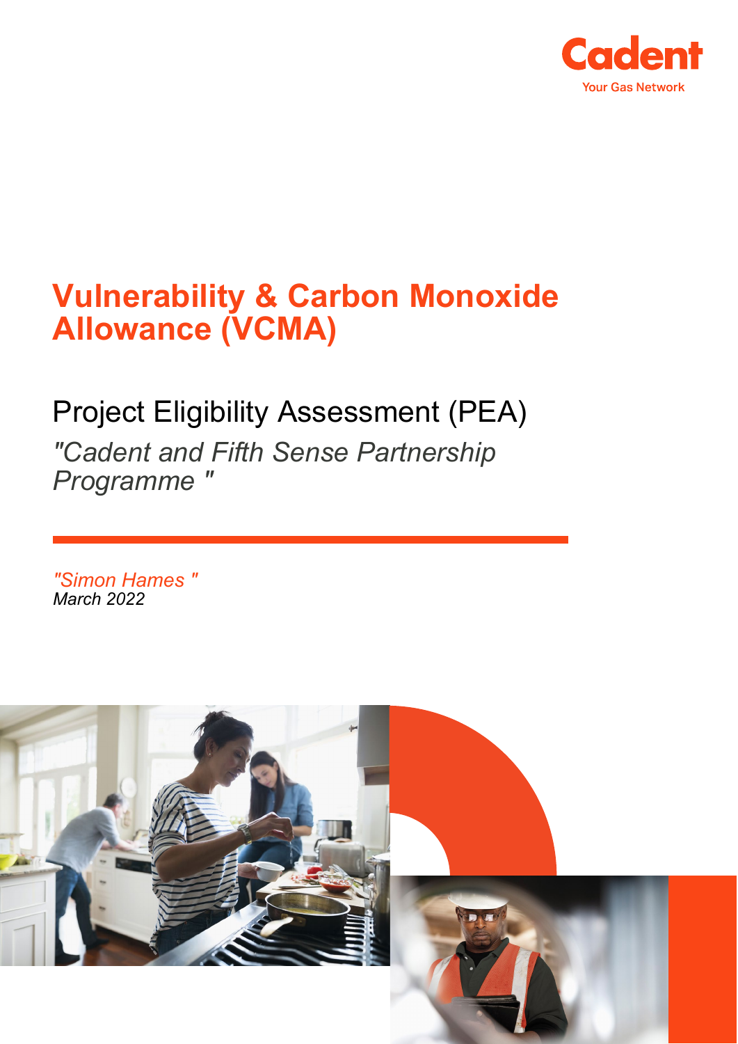Cadent

Your Gas Network

# Vulnerability & Carbon Monoxide Allowance (VCMA)

## Project Eligibility Assessment (PEA)

*"Cadent and Fifth Sense Partnership Programme "*

*"Simon Hames "*
*March 2022*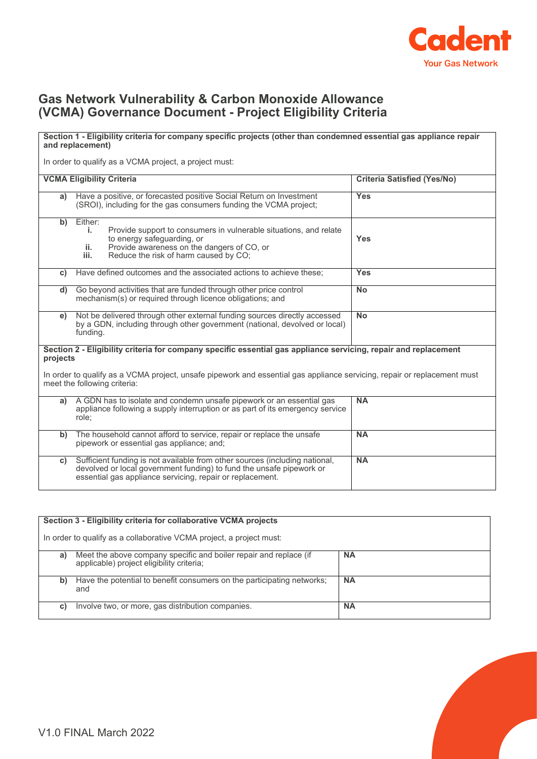# Gas Network Vulnerability & Carbon Monoxide Allowance (VCMA) Governance Document - Project Eligibility Criteria

**Section 1 - Eligibility criteria for company specific projects (other than condemned essential gas appliance repair and replacement)**

In order to qualify as a VCMA project, a project must:

| | **VCMA Eligibility Criteria** | **Criteria Satisfied (Yes/No)** |
|---|---|---|
| **a)** | Have a positive, or forecasted positive Social Return on Investment (SROI), including for the gas consumers funding the VCMA project; | **Yes** |
| **b)** | Either:<br>**i.** Provide support to consumers in vulnerable situations, and relate to energy safeguarding, or<br>**ii.** Provide awareness on the dangers of CO, or<br>**iii.** Reduce the risk of harm caused by CO; | **Yes** |
| **c)** | Have defined outcomes and the associated actions to achieve these; | **Yes** |
| **d)** | Go beyond activities that are funded through other price control mechanism(s) or required through licence obligations; and | **No** |
| **e)** | Not be delivered through other external funding sources directly accessed by a GDN, including through other government (national, devolved or local) funding. | **No** |

**Section 2 - Eligibility criteria for company specific essential gas appliance servicing, repair and replacement projects**

In order to qualify as a VCMA project, unsafe pipework and essential gas appliance servicing, repair or replacement must meet the following criteria:

| | | |
|---|---|---|
| **a)** | A GDN has to isolate and condemn unsafe pipework or an essential gas appliance following a supply interruption or as part of its emergency service role; | **NA** |
| **b)** | The household cannot afford to service, repair or replace the unsafe pipework or essential gas appliance; and; | **NA** |
| **c)** | Sufficient funding is not available from other sources (including national, devolved or local government funding) to fund the unsafe pipework or essential gas appliance servicing, repair or replacement. | **NA** |

**Section 3 - Eligibility criteria for collaborative VCMA projects**

In order to qualify as a collaborative VCMA project, a project must:

| | | |
|---|---|---|
| **a)** | Meet the above company specific and boiler repair and replace (if applicable) project eligibility criteria; | **NA** |
| **b)** | Have the potential to benefit consumers on the participating networks; and | **NA** |
| **c)** | Involve two, or more, gas distribution companies. | **NA** |

V1.0 FINAL March 2022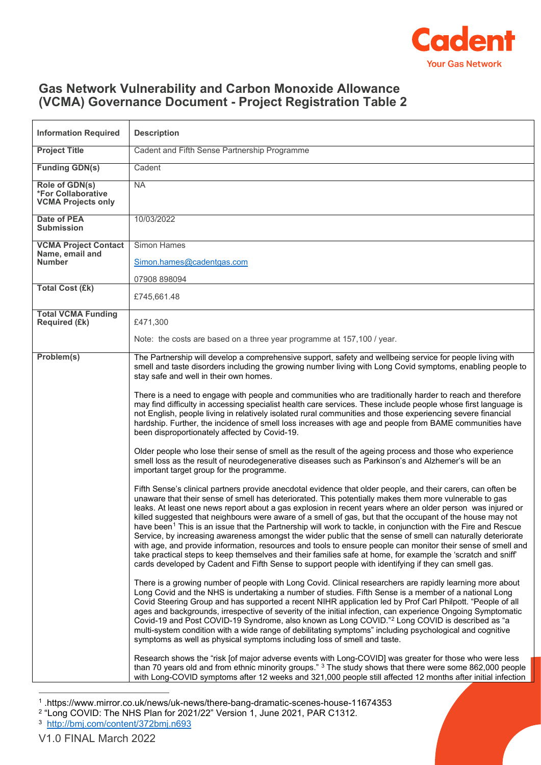# Gas Network Vulnerability and Carbon Monoxide Allowance (VCMA) Governance Document - Project Registration Table 2

| Information Required | Description |
|---|---|
| **Project Title** | Cadent and Fifth Sense Partnership Programme |
| **Funding GDN(s)** | Cadent |
| **Role of GDN(s) *For Collaborative VCMA Projects only** | NA |
| **Date of PEA Submission** | 10/03/2022 |
| **VCMA Project Contact Name, email and Number** | Simon Hames<br><br>Simon.hames@cadentgas.com<br><br>07908 898094 |
| **Total Cost (£k)** | £745,661.48 |
| **Total VCMA Funding Required (£k)** | £471,300<br><br>Note: the costs are based on a three year programme at 157,100 / year. |
| **Problem(s)** | The Partnership will develop a comprehensive support, safety and wellbeing service for people living with smell and taste disorders including the growing number living with Long Covid symptoms, enabling people to stay safe and well in their own homes.<br><br>There is a need to engage with people and communities who are traditionally harder to reach and therefore may find difficulty in accessing specialist health care services. These include people whose first language is not English, people living in relatively isolated rural communities and those experiencing severe financial hardship. Further, the incidence of smell loss increases with age and people from BAME communities have been disproportionately affected by Covid-19.<br><br>Older people who lose their sense of smell as the result of the ageing process and those who experience smell loss as the result of neurodegenerative diseases such as Parkinson's and Alzhemer's will be an important target group for the programme.<br><br>Fifth Sense's clinical partners provide anecdotal evidence that older people, and their carers, can often be unaware that their sense of smell has deteriorated. This potentially makes them more vulnerable to gas leaks. At least one news report about a gas explosion in recent years where an older person was injured or killed suggested that neighbours were aware of a smell of gas, but that the occupant of the house may not have been[1] This is an issue that the Partnership will work to tackle, in conjunction with the Fire and Rescue Service, by increasing awareness amongst the wider public that the sense of smell can naturally deteriorate with age, and provide information, resources and tools to ensure people can monitor their sense of smell and take practical steps to keep themselves and their families safe at home, for example the 'scratch and sniff' cards developed by Cadent and Fifth Sense to support people with identifying if they can smell gas.<br><br>There is a growing number of people with Long Covid. Clinical researchers are rapidly learning more about Long Covid and the NHS is undertaking a number of studies. Fifth Sense is a member of a national Long Covid Steering Group and has supported a recent NIHR application led by Prof Carl Philpott. "People of all ages and backgrounds, irrespective of severity of the initial infection, can experience Ongoing Symptomatic Covid-19 and Post COVID-19 Syndrome, also known as Long COVID."[2] Long COVID is described as "a multi-system condition with a wide range of debilitating symptoms" including psychological and cognitive symptoms as well as physical symptoms including loss of smell and taste.<br><br>Research shows the "risk [of major adverse events with Long-COVID] was greater for those who were less than 70 years old and from ethnic minority groups." [3] The study shows that there were some 862,000 people with Long-COVID symptoms after 12 weeks and 321,000 people still affected 12 months after initial infection |

[1] .https://www.mirror.co.uk/news/uk-news/there-bang-dramatic-scenes-house-11674353

[2] "Long COVID: The NHS Plan for 2021/22" Version 1, June 2021, PAR C1312.

[3] http://bmj.com/content/372bmj.n693

V1.0 FINAL March 2022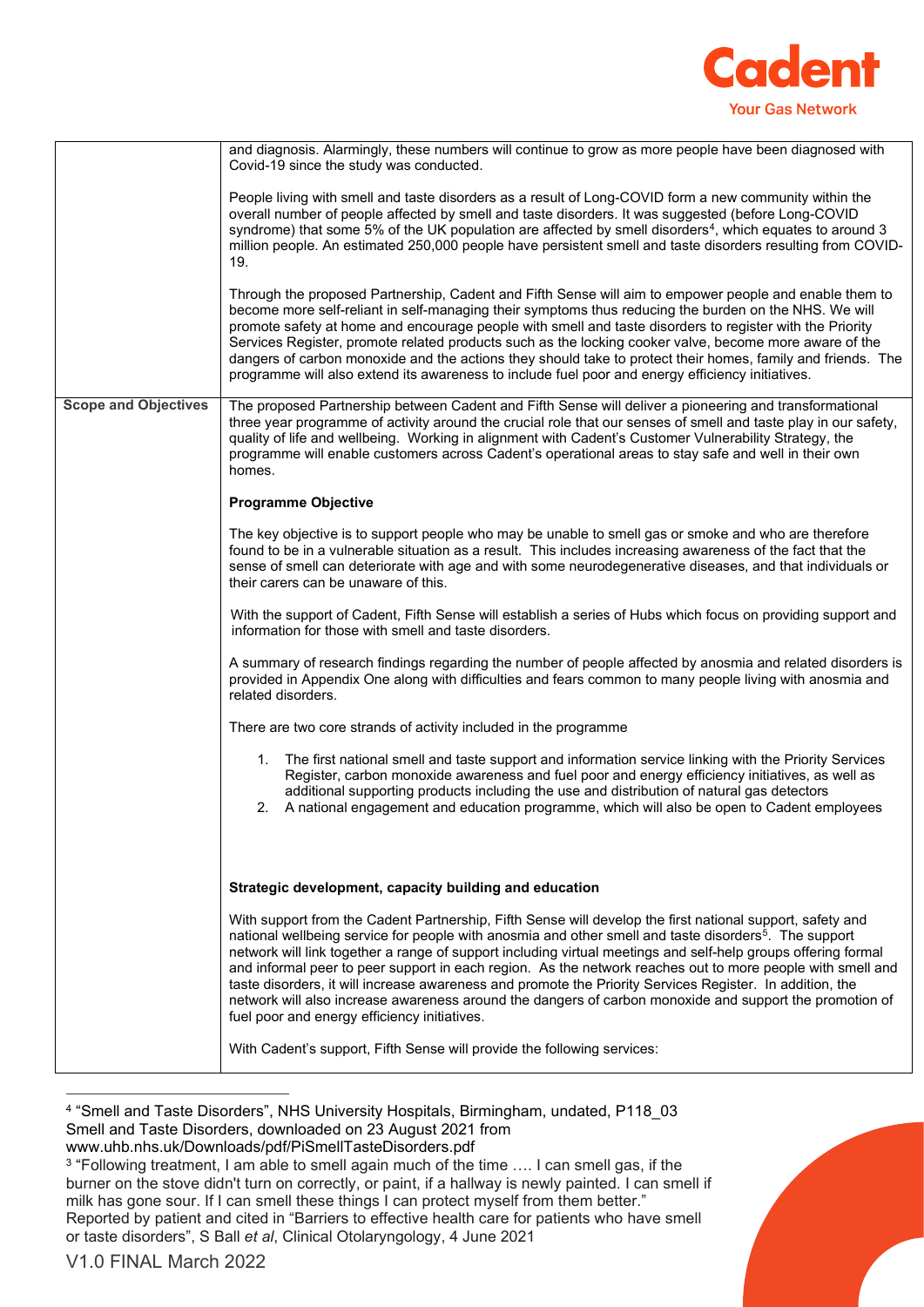| | |
|---|---|
| | and diagnosis. Alarmingly, these numbers will continue to grow as more people have been diagnosed with Covid-19 since the study was conducted.<br><br>People living with smell and taste disorders as a result of Long-COVID form a new community within the overall number of people affected by smell and taste disorders. It was suggested (before Long-COVID syndrome) that some 5% of the UK population are affected by smell disorders[4], which equates to around 3 million people. An estimated 250,000 people have persistent smell and taste disorders resulting from COVID-19.<br><br>Through the proposed Partnership, Cadent and Fifth Sense will aim to empower people and enable them to become more self-reliant in self-managing their symptoms thus reducing the burden on the NHS. We will promote safety at home and encourage people with smell and taste disorders to register with the Priority Services Register, promote related products such as the locking cooker valve, become more aware of the dangers of carbon monoxide and the actions they should take to protect their homes, family and friends. The programme will also extend its awareness to include fuel poor and energy efficiency initiatives. |
| **Scope and Objectives** | The proposed Partnership between Cadent and Fifth Sense will deliver a pioneering and transformational three year programme of activity around the crucial role that our senses of smell and taste play in our safety, quality of life and wellbeing. Working in alignment with Cadent's Customer Vulnerability Strategy, the programme will enable customers across Cadent's operational areas to stay safe and well in their own homes.<br><br>**Programme Objective**<br><br>The key objective is to support people who may be unable to smell gas or smoke and who are therefore found to be in a vulnerable situation as a result. This includes increasing awareness of the fact that the sense of smell can deteriorate with age and with some neurodegenerative diseases, and that individuals or their carers can be unaware of this.<br><br>With the support of Cadent, Fifth Sense will establish a series of Hubs which focus on providing support and information for those with smell and taste disorders.<br><br>A summary of research findings regarding the number of people affected by anosmia and related disorders is provided in Appendix One along with difficulties and fears common to many people living with anosmia and related disorders.<br><br>There are two core strands of activity included in the programme<br><br>1. The first national smell and taste support and information service linking with the Priority Services Register, carbon monoxide awareness and fuel poor and energy efficiency initiatives, as well as additional supporting products including the use and distribution of natural gas detectors<br>2. A national engagement and education programme, which will also be open to Cadent employees<br><br>**Strategic development, capacity building and education**<br><br>With support from the Cadent Partnership, Fifth Sense will develop the first national support, safety and national wellbeing service for people with anosmia and other smell and taste disorders[5]. The support network will link together a range of support including virtual meetings and self-help groups offering formal and informal peer to peer support in each region. As the network reaches out to more people with smell and taste disorders, it will increase awareness and promote the Priority Services Register. In addition, the network will also increase awareness around the dangers of carbon monoxide and support the promotion of fuel poor and energy efficiency initiatives.<br><br>With Cadent's support, Fifth Sense will provide the following services: |

[4] "Smell and Taste Disorders", NHS University Hospitals, Birmingham, undated, P118_03 Smell and Taste Disorders, downloaded on 23 August 2021 from www.uhb.nhs.uk/Downloads/pdf/PiSmellTasteDisorders.pdf

[3] "Following treatment, I am able to smell again much of the time …. I can smell gas, if the burner on the stove didn't turn on correctly, or paint, if a hallway is newly painted. I can smell if milk has gone sour. If I can smell these things I can protect myself from them better." Reported by patient and cited in "Barriers to effective health care for patients who have smell or taste disorders", S Ball *et al*, Clinical Otolaryngology, 4 June 2021

V1.0 FINAL March 2022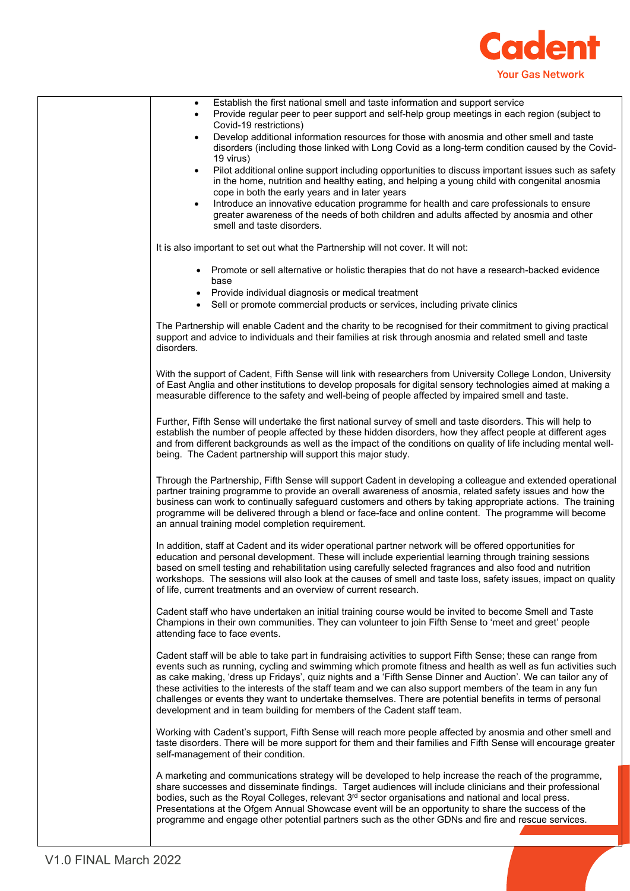- Establish the first national smell and taste information and support service
- Provide regular peer to peer support and self-help group meetings in each region (subject to Covid-19 restrictions)
- Develop additional information resources for those with anosmia and other smell and taste disorders (including those linked with Long Covid as a long-term condition caused by the Covid-19 virus)
- Pilot additional online support including opportunities to discuss important issues such as safety in the home, nutrition and healthy eating, and helping a young child with congenital anosmia cope in both the early years and in later years
- Introduce an innovative education programme for health and care professionals to ensure greater awareness of the needs of both children and adults affected by anosmia and other smell and taste disorders.

It is also important to set out what the Partnership will not cover. It will not:

- Promote or sell alternative or holistic therapies that do not have a research-backed evidence base
- Provide individual diagnosis or medical treatment
- Sell or promote commercial products or services, including private clinics

The Partnership will enable Cadent and the charity to be recognised for their commitment to giving practical support and advice to individuals and their families at risk through anosmia and related smell and taste disorders.

With the support of Cadent, Fifth Sense will link with researchers from University College London, University of East Anglia and other institutions to develop proposals for digital sensory technologies aimed at making a measurable difference to the safety and well-being of people affected by impaired smell and taste.

Further, Fifth Sense will undertake the first national survey of smell and taste disorders. This will help to establish the number of people affected by these hidden disorders, how they affect people at different ages and from different backgrounds as well as the impact of the conditions on quality of life including mental well-being. The Cadent partnership will support this major study.

Through the Partnership, Fifth Sense will support Cadent in developing a colleague and extended operational partner training programme to provide an overall awareness of anosmia, related safety issues and how the business can work to continually safeguard customers and others by taking appropriate actions. The training programme will be delivered through a blend or face-face and online content. The programme will become an annual training model completion requirement.

In addition, staff at Cadent and its wider operational partner network will be offered opportunities for education and personal development. These will include experiential learning through training sessions based on smell testing and rehabilitation using carefully selected fragrances and also food and nutrition workshops. The sessions will also look at the causes of smell and taste loss, safety issues, impact on quality of life, current treatments and an overview of current research.

Cadent staff who have undertaken an initial training course would be invited to become Smell and Taste Champions in their own communities. They can volunteer to join Fifth Sense to 'meet and greet' people attending face to face events.

Cadent staff will be able to take part in fundraising activities to support Fifth Sense; these can range from events such as running, cycling and swimming which promote fitness and health as well as fun activities such as cake making, 'dress up Fridays', quiz nights and a 'Fifth Sense Dinner and Auction'. We can tailor any of these activities to the interests of the staff team and we can also support members of the team in any fun challenges or events they want to undertake themselves. There are potential benefits in terms of personal development and in team building for members of the Cadent staff team.

Working with Cadent's support, Fifth Sense will reach more people affected by anosmia and other smell and taste disorders. There will be more support for them and their families and Fifth Sense will encourage greater self-management of their condition.

A marketing and communications strategy will be developed to help increase the reach of the programme, share successes and disseminate findings. Target audiences will include clinicians and their professional bodies, such as the Royal Colleges, relevant 3rd sector organisations and national and local press. Presentations at the Ofgem Annual Showcase event will be an opportunity to share the success of the programme and engage other potential partners such as the other GDNs and fire and rescue services.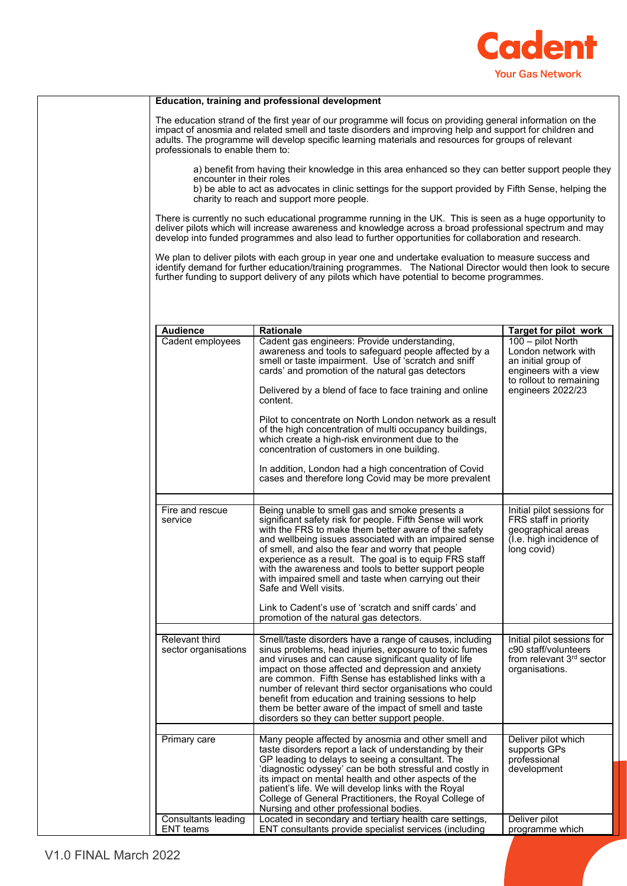**Education, training and professional development**

The education strand of the first year of our programme will focus on providing general information on the impact of anosmia and related smell and taste disorders and improving help and support for children and adults. The programme will develop specific learning materials and resources for groups of relevant professionals to enable them to:

a) benefit from having their knowledge in this area enhanced so they can better support people they encounter in their roles
b) be able to act as advocates in clinic settings for the support provided by Fifth Sense, helping the charity to reach and support more people.

There is currently no such educational programme running in the UK. This is seen as a huge opportunity to deliver pilots which will increase awareness and knowledge across a broad professional spectrum and may develop into funded programmes and also lead to further opportunities for collaboration and research.

We plan to deliver pilots with each group in year one and undertake evaluation to measure success and identify demand for further education/training programmes. The National Director would then look to secure further funding to support delivery of any pilots which have potential to become programmes.

| Audience | Rationale | Target for pilot work |
|---|---|---|
| Cadent employees | Cadent gas engineers: Provide understanding, awareness and tools to safeguard people affected by a smell or taste impairment. Use of 'scratch and sniff cards' and promotion of the natural gas detectors<br><br>Delivered by a blend of face to face training and online content.<br><br>Pilot to concentrate on North London network as a result of the high concentration of multi occupancy buildings, which create a high-risk environment due to the concentration of customers in one building.<br><br>In addition, London had a high concentration of Covid cases and therefore long Covid may be more prevalent | 100 – pilot North London network with an initial group of engineers with a view to rollout to remaining engineers 2022/23 |
| Fire and rescue service | Being unable to smell gas and smoke presents a significant safety risk for people. Fifth Sense will work with the FRS to make them better aware of the safety and wellbeing issues associated with an impaired sense of smell, and also the fear and worry that people experience as a result. The goal is to equip FRS staff with the awareness and tools to better support people with impaired smell and taste when carrying out their Safe and Well visits.<br><br>Link to Cadent's use of 'scratch and sniff cards' and promotion of the natural gas detectors. | Initial pilot sessions for FRS staff in priority geographical areas (I.e. high incidence of long covid) |
| Relevant third sector organisations | Smell/taste disorders have a range of causes, including sinus problems, head injuries, exposure to toxic fumes and viruses and can cause significant quality of life impact on those affected and depression and anxiety are common. Fifth Sense has established links with a number of relevant third sector organisations who could benefit from education and training sessions to help them be better aware of the impact of smell and taste disorders so they can better support people. | Initial pilot sessions for c90 staff/volunteers from relevant 3rd sector organisations. |
| Primary care | Many people affected by anosmia and other smell and taste disorders report a lack of understanding by their GP leading to delays to seeing a consultant. The 'diagnostic odyssey' can be both stressful and costly in its impact on mental health and other aspects of the patient's life. We will develop links with the Royal College of General Practitioners, the Royal College of Nursing and other professional bodies. | Deliver pilot which supports GPs professional development |
| Consultants leading ENT teams | Located in secondary and tertiary health care settings, ENT consultants provide specialist services (including | Deliver pilot programme which |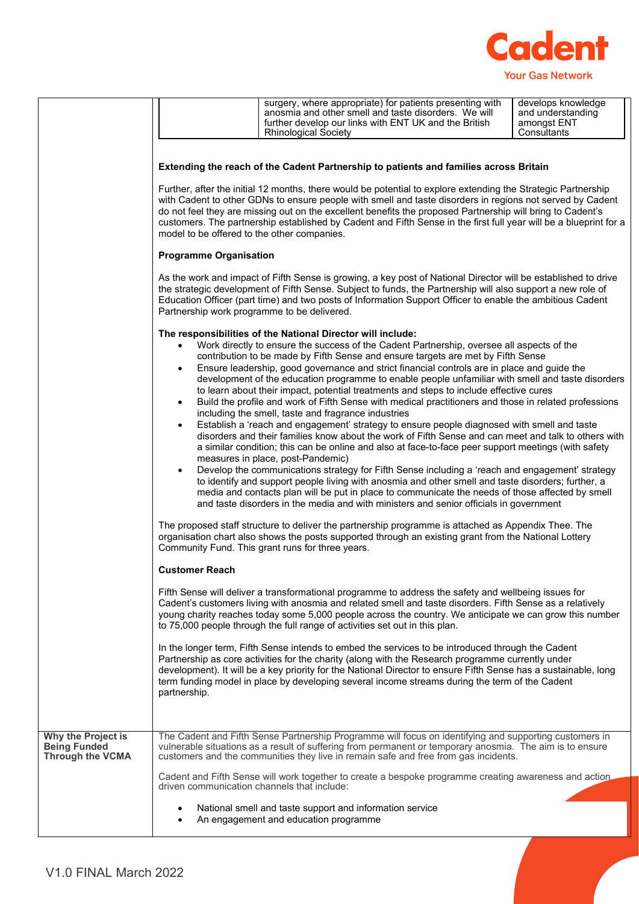| | surgery, where appropriate) for patients presenting with anosmia and other smell and taste disorders. We will further develop our links with ENT UK and the British Rhinological Society | develops knowledge and understanding amongst ENT Consultants |
|---|---|---|

**Extending the reach of the Cadent Partnership to patients and families across Britain**

Further, after the initial 12 months, there would be potential to explore extending the Strategic Partnership with Cadent to other GDNs to ensure people with smell and taste disorders in regions not served by Cadent do not feel they are missing out on the excellent benefits the proposed Partnership will bring to Cadent's customers. The partnership established by Cadent and Fifth Sense in the first full year will be a blueprint for a model to be offered to the other companies.

**Programme Organisation**

As the work and impact of Fifth Sense is growing, a key post of National Director will be established to drive the strategic development of Fifth Sense. Subject to funds, the Partnership will also support a new role of Education Officer (part time) and two posts of Information Support Officer to enable the ambitious Cadent Partnership work programme to be delivered.

**The responsibilities of the National Director will include:**

- Work directly to ensure the success of the Cadent Partnership, oversee all aspects of the contribution to be made by Fifth Sense and ensure targets are met by Fifth Sense
- Ensure leadership, good governance and strict financial controls are in place and guide the development of the education programme to enable people unfamiliar with smell and taste disorders to learn about their impact, potential treatments and steps to include effective cures
- Build the profile and work of Fifth Sense with medical practitioners and those in related professions including the smell, taste and fragrance industries
- Establish a 'reach and engagement' strategy to ensure people diagnosed with smell and taste disorders and their families know about the work of Fifth Sense and can meet and talk to others with a similar condition; this can be online and also at face-to-face peer support meetings (with safety measures in place, post-Pandemic)
- Develop the communications strategy for Fifth Sense including a 'reach and engagement' strategy to identify and support people living with anosmia and other smell and taste disorders; further, a media and contacts plan will be put in place to communicate the needs of those affected by smell and taste disorders in the media and with ministers and senior officials in government

The proposed staff structure to deliver the partnership programme is attached as Appendix Thee. The organisation chart also shows the posts supported through an existing grant from the National Lottery Community Fund. This grant runs for three years.

**Customer Reach**

Fifth Sense will deliver a transformational programme to address the safety and wellbeing issues for Cadent's customers living with anosmia and related smell and taste disorders. Fifth Sense as a relatively young charity reaches today some 5,000 people across the country. We anticipate we can grow this number to 75,000 people through the full range of activities set out in this plan.

In the longer term, Fifth Sense intends to embed the services to be introduced through the Cadent Partnership as core activities for the charity (along with the Research programme currently under development). It will be a key priority for the National Director to ensure Fifth Sense has a sustainable, long term funding model in place by developing several income streams during the term of the Cadent partnership.

**Why the Project is Being Funded Through the VCMA**

The Cadent and Fifth Sense Partnership Programme will focus on identifying and supporting customers in vulnerable situations as a result of suffering from permanent or temporary anosmia. The aim is to ensure customers and the communities they live in remain safe and free from gas incidents.

Cadent and Fifth Sense will work together to create a bespoke programme creating awareness and action driven communication channels that include:

- National smell and taste support and information service
- An engagement and education programme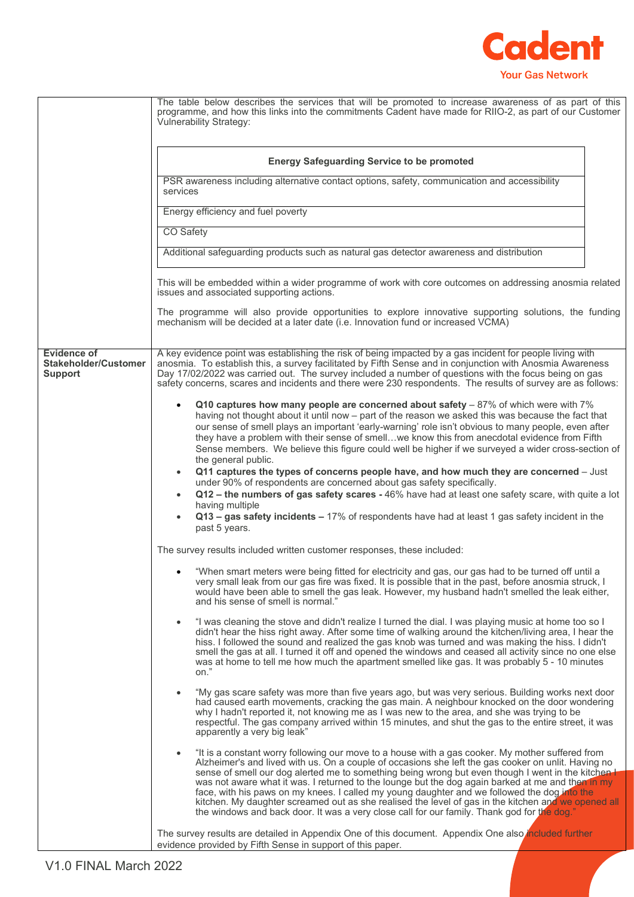| | |
|---|---|
| | The table below describes the services that will be promoted to increase awareness of as part of this programme, and how this links into the commitments Cadent have made for RIIO-2, as part of our Customer Vulnerability Strategy:<br><br>**Energy Safeguarding Service to be promoted**<br>- PSR awareness including alternative contact options, safety, communication and accessibility services<br>- Energy efficiency and fuel poverty<br>- CO Safety<br>- Additional safeguarding products such as natural gas detector awareness and distribution<br><br>This will be embedded within a wider programme of work with core outcomes on addressing anosmia related issues and associated supporting actions.<br><br>The programme will also provide opportunities to explore innovative supporting solutions, the funding mechanism will be decided at a later date (i.e. Innovation fund or increased VCMA) |
| **Evidence of Stakeholder/Customer Support** | A key evidence point was establishing the risk of being impacted by a gas incident for people living with anosmia. To establish this, a survey facilitated by Fifth Sense and in conjunction with Anosmia Awareness Day 17/02/2022 was carried out. The survey included a number of questions with the focus being on gas safety concerns, scares and incidents and there were 230 respondents. The results of survey are as follows:<br><br>- **Q10 captures how many people are concerned about safety** – 87% of which were with 7% having not thought about it until now – part of the reason we asked this was because the fact that our sense of smell plays an important 'early-warning' role isn't obvious to many people, even after they have a problem with their sense of smell…we know this from anecdotal evidence from Fifth Sense members. We believe this figure could well be higher if we surveyed a wider cross-section of the general public.<br>- **Q11 captures the types of concerns people have, and how much they are concerned** – Just under 90% of respondents are concerned about gas safety specifically.<br>- **Q12 – the numbers of gas safety scares -** 46% have had at least one safety scare, with quite a lot having multiple<br>- **Q13 – gas safety incidents –** 17% of respondents have had at least 1 gas safety incident in the past 5 years.<br><br>The survey results included written customer responses, these included:<br><br>- "When smart meters were being fitted for electricity and gas, our gas had to be turned off until a very small leak from our gas fire was fixed. It is possible that in the past, before anosmia struck, I would have been able to smell the gas leak. However, my husband hadn't smelled the leak either, and his sense of smell is normal."<br>- "I was cleaning the stove and didn't realize I turned the dial. I was playing music at home too so I didn't hear the hiss right away. After some time of walking around the kitchen/living area, I hear the hiss. I followed the sound and realized the gas knob was turned and was making the hiss. I didn't smell the gas at all. I turned it off and opened the windows and ceased all activity since no one else was at home to tell me how much the apartment smelled like gas. It was probably 5 - 10 minutes on."<br>- "My gas scare safety was more than five years ago, but was very serious. Building works next door had caused earth movements, cracking the gas main. A neighbour knocked on the door wondering why I hadn't reported it, not knowing me as I was new to the area, and she was trying to be respectful. The gas company arrived within 15 minutes, and shut the gas to the entire street, it was apparently a very big leak"<br>- "It is a constant worry following our move to a house with a gas cooker. My mother suffered from Alzheimer's and lived with us. On a couple of occasions she left the gas cooker on unlit. Having no sense of smell our dog alerted me to something being wrong but even though I went in the kitchen I was not aware what it was. I returned to the lounge but the dog again barked at me and then in my face, with his paws on my knees. I called my young daughter and we followed the dog into the kitchen. My daughter screamed out as she realised the level of gas in the kitchen and we opened all the windows and back door. It was a very close call for our family. Thank god for the dog."<br><br>The survey results are detailed in Appendix One of this document. Appendix One also included further evidence provided by Fifth Sense in support of this paper. |

V1.0 FINAL March 2022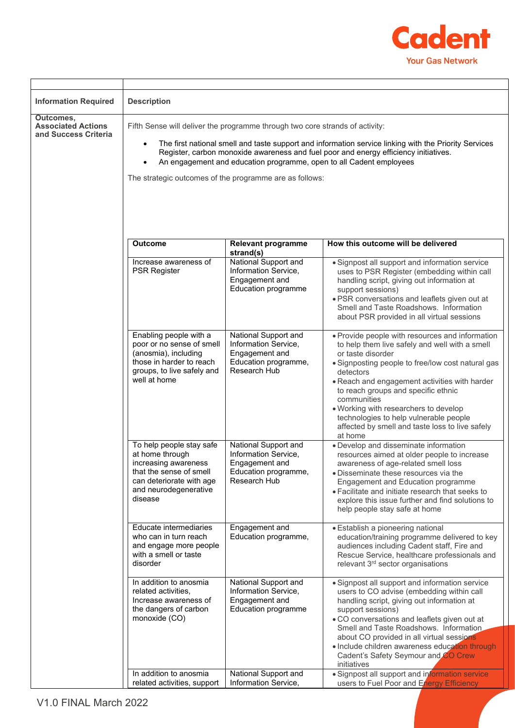| Information Required | Description |
|---|---|
| Outcomes, Associated Actions and Success Criteria | Fifth Sense will deliver the programme through two core strands of activity:<br>• The first national smell and taste support and information service linking with the Priority Services Register, carbon monoxide awareness and fuel poor and energy efficiency initiatives.<br>• An engagement and education programme, open to all Cadent employees<br><br>The strategic outcomes of the programme are as follows: |

| Outcome | Relevant programme strand(s) | How this outcome will be delivered |
|---|---|---|
| Increase awareness of PSR Register | National Support and Information Service, Engagement and Education programme | • Signpost all support and information service uses to PSR Register (embedding within call handling script, giving out information at support sessions)<br>• PSR conversations and leaflets given out at Smell and Taste Roadshows. Information about PSR provided in all virtual sessions |
| Enabling people with a poor or no sense of smell (anosmia), including those in harder to reach groups, to live safely and well at home | National Support and Information Service, Engagement and Education programme, Research Hub | • Provide people with resources and information to help them live safely and well with a smell or taste disorder<br>• Signposting people to free/low cost natural gas detectors<br>• Reach and engagement activities with harder to reach groups and specific ethnic communities<br>• Working with researchers to develop technologies to help vulnerable people affected by smell and taste loss to live safely at home |
| To help people stay safe at home through increasing awareness that the sense of smell can deteriorate with age and neurodegenerative disease | National Support and Information Service, Engagement and Education programme, Research Hub | • Develop and disseminate information resources aimed at older people to increase awareness of age-related smell loss<br>• Disseminate these resources via the Engagement and Education programme<br>• Facilitate and initiate research that seeks to explore this issue further and find solutions to help people stay safe at home |
| Educate intermediaries who can in turn reach and engage more people with a smell or taste disorder | Engagement and Education programme, | • Establish a pioneering national education/training programme delivered to key audiences including Cadent staff, Fire and Rescue Service, healthcare professionals and relevant 3rd sector organisations |
| In addition to anosmia related activities, Increase awareness of the dangers of carbon monoxide (CO) | National Support and Information Service, Engagement and Education programme | • Signpost all support and information service users to CO advise (embedding within call handling script, giving out information at support sessions)<br>• CO conversations and leaflets given out at Smell and Taste Roadshows. Information about CO provided in all virtual sessions<br>• Include children awareness education through Cadent's Safety Seymour and CO Crew initiatives |
| In addition to anosmia related activities, support | National Support and Information Service, | • Signpost all support and information service users to Fuel Poor and Energy Efficiency |

V1.0 FINAL March 2022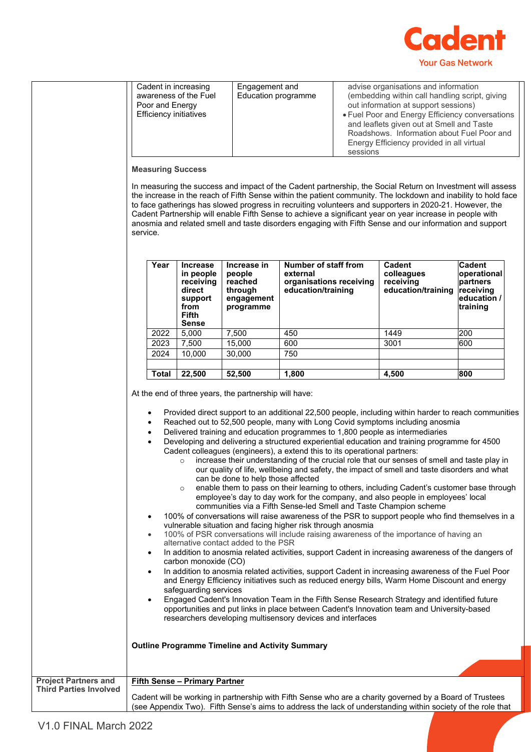| Cadent in increasing awareness of the Fuel Poor and Energy Efficiency initiatives | Engagement and Education programme | advise organisations and information (embedding within call handling script, giving out information at support sessions)<br>• Fuel Poor and Energy Efficiency conversations and leaflets given out at Smell and Taste Roadshows. Information about Fuel Poor and Energy Efficiency provided in all virtual sessions |
|---|---|---|

**Measuring Success**

In measuring the success and impact of the Cadent partnership, the Social Return on Investment will assess the increase in the reach of Fifth Sense within the patient community. The lockdown and inability to hold face to face gatherings has slowed progress in recruiting volunteers and supporters in 2020-21. However, the Cadent Partnership will enable Fifth Sense to achieve a significant year on year increase in people with anosmia and related smell and taste disorders engaging with Fifth Sense and our information and support service.

| Year | Increase in people receiving direct support from Fifth Sense | Increase in people reached through engagement programme | Number of staff from external organisations receiving education/training | Cadent colleagues receiving education/training | Cadent operational partners receiving education / training |
|---|---|---|---|---|---|
| 2022 | 5,000 | 7,500 | 450 | 1449 | 200 |
| 2023 | 7,500 | 15,000 | 600 | 3001 | 600 |
| 2024 | 10,000 | 30,000 | 750 | | |
| | | | | | |
| **Total** | **22,500** | **52,500** | **1,800** | **4,500** | **800** |

At the end of three years, the partnership will have:

- Provided direct support to an additional 22,500 people, including within harder to reach communities
- Reached out to 52,500 people, many with Long Covid symptoms including anosmia
- Delivered training and education programmes to 1,800 people as intermediaries
- Developing and delivering a structured experiential education and training programme for 4500 Cadent colleagues (engineers), a extend this to its operational partners:
  - increase their understanding of the crucial role that our senses of smell and taste play in our quality of life, wellbeing and safety, the impact of smell and taste disorders and what can be done to help those affected
  - enable them to pass on their learning to others, including Cadent's customer base through employee's day to day work for the company, and also people in employees' local communities via a Fifth Sense-led Smell and Taste Champion scheme
- 100% of conversations will raise awareness of the PSR to support people who find themselves in a vulnerable situation and facing higher risk through anosmia
- 100% of PSR conversations will include raising awareness of the importance of having an alternative contact added to the PSR
- In addition to anosmia related activities, support Cadent in increasing awareness of the dangers of carbon monoxide (CO)
- In addition to anosmia related activities, support Cadent in increasing awareness of the Fuel Poor and Energy Efficiency initiatives such as reduced energy bills, Warm Home Discount and energy safeguarding services
- Engaged Cadent's Innovation Team in the Fifth Sense Research Strategy and identified future opportunities and put links in place between Cadent's Innovation team and University-based researchers developing multisensory devices and interfaces

**Outline Programme Timeline and Activity Summary**

| **Project Partners and Third Parties Involved** | **Fifth Sense – Primary Partner**<br><br>Cadent will be working in partnership with Fifth Sense who are a charity governed by a Board of Trustees (see Appendix Two). Fifth Sense's aims to address the lack of understanding within society of the role that |
|---|---|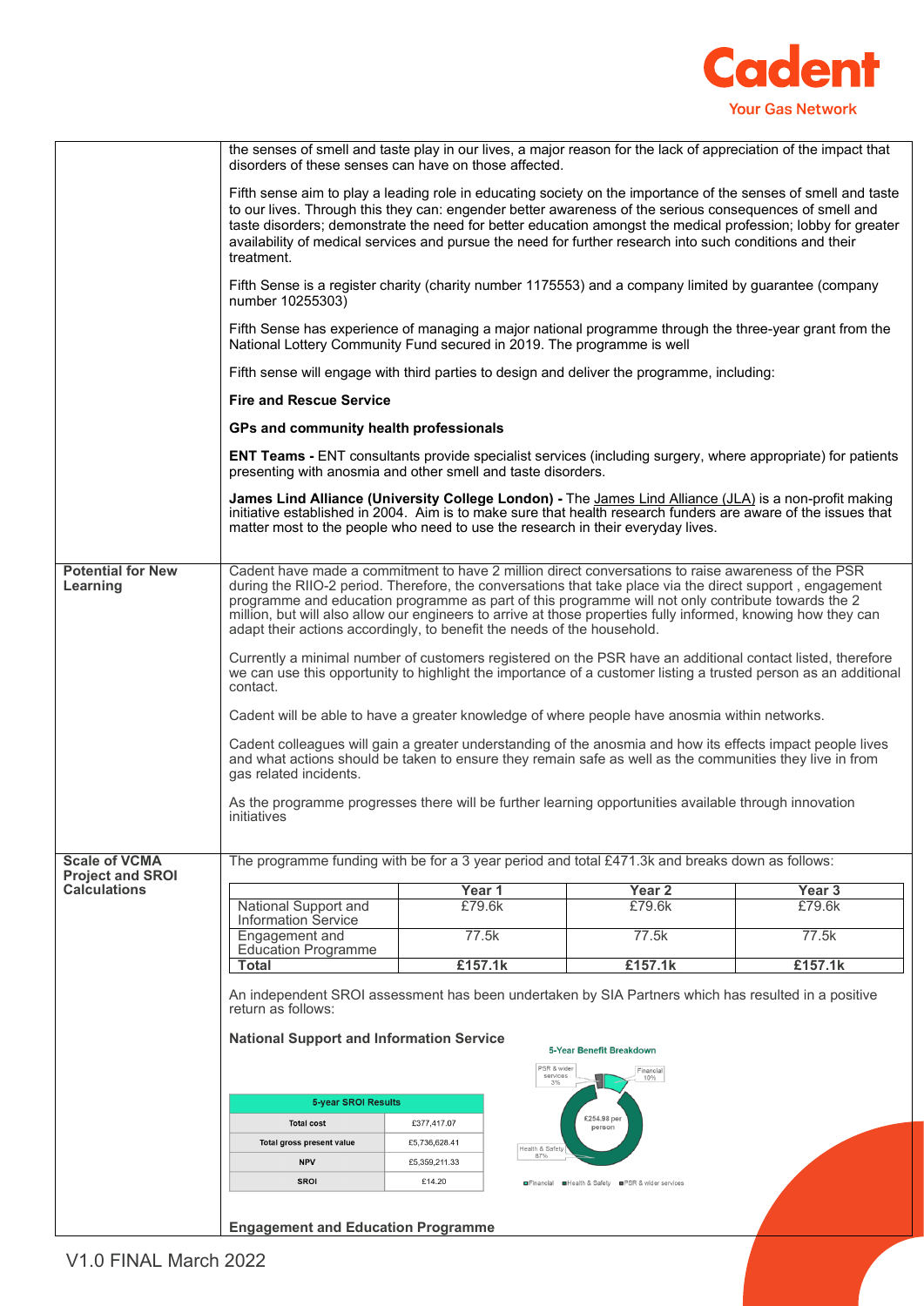the senses of smell and taste play in our lives, a major reason for the lack of appreciation of the impact that disorders of these senses can have on those affected.

Fifth sense aim to play a leading role in educating society on the importance of the senses of smell and taste to our lives. Through this they can: engender better awareness of the serious consequences of smell and taste disorders; demonstrate the need for better education amongst the medical profession; lobby for greater availability of medical services and pursue the need for further research into such conditions and their treatment.

Fifth Sense is a register charity (charity number 1175553) and a company limited by guarantee (company number 10255303)

Fifth Sense has experience of managing a major national programme through the three-year grant from the National Lottery Community Fund secured in 2019. The programme is well

Fifth sense will engage with third parties to design and deliver the programme, including:

**Fire and Rescue Service**

**GPs and community health professionals**

**ENT Teams -** ENT consultants provide specialist services (including surgery, where appropriate) for patients presenting with anosmia and other smell and taste disorders.

**James Lind Alliance (University College London) -** The James Lind Alliance (JLA) is a non-profit making initiative established in 2004. Aim is to make sure that health research funders are aware of the issues that matter most to the people who need to use the research in their everyday lives.

## Potential for New Learning

Cadent have made a commitment to have 2 million direct conversations to raise awareness of the PSR during the RIIO-2 period. Therefore, the conversations that take place via the direct support , engagement programme and education programme as part of this programme will not only contribute towards the 2 million, but will also allow our engineers to arrive at those properties fully informed, knowing how they can adapt their actions accordingly, to benefit the needs of the household.

Currently a minimal number of customers registered on the PSR have an additional contact listed, therefore we can use this opportunity to highlight the importance of a customer listing a trusted person as an additional contact.

Cadent will be able to have a greater knowledge of where people have anosmia within networks.

Cadent colleagues will gain a greater understanding of the anosmia and how its effects impact people lives and what actions should be taken to ensure they remain safe as well as the communities they live in from gas related incidents.

As the programme progresses there will be further learning opportunities available through innovation initiatives

## Scale of VCMA Project and SROI Calculations

The programme funding with be for a 3 year period and total £471.3k and breaks down as follows:

| | Year 1 | Year 2 | Year 3 |
|---|---|---|---|
| National Support and Information Service | £79.6k | £79.6k | £79.6k |
| Engagement and Education Programme | 77.5k | 77.5k | 77.5k |
| **Total** | **£157.1k** | **£157.1k** | **£157.1k** |

An independent SROI assessment has been undertaken by SIA Partners which has resulted in a positive return as follows:

**National Support and Information Service**

| 5-year SROI Results | |
|---|---|
| Total cost | £377,417.07 |
| Total gross present value | £5,736,628.41 |
| NPV | £5,359,211.33 |
| SROI | £14.20 |

5-Year Benefit Breakdown

£254.98 per person

Financial 10%; Health & Safety 87%; PSR & wider services 3%

**Engagement and Education Programme**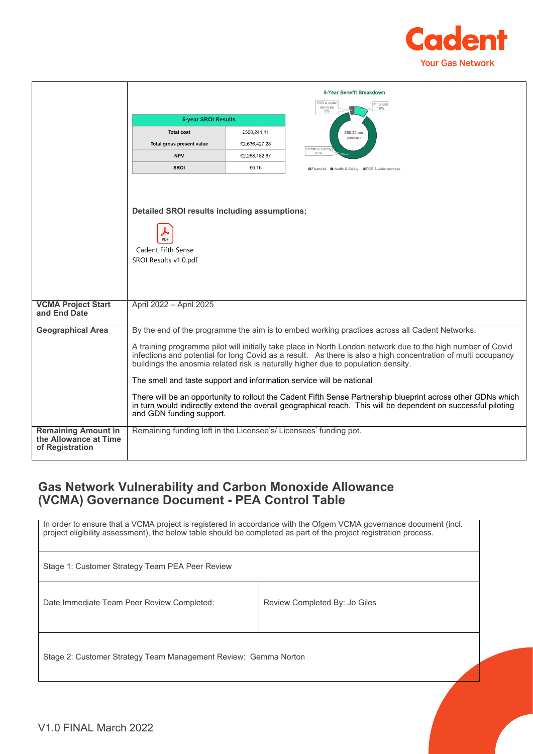| | |
|---|---|
| | **5-year SROI Results**<br><br>Total cost: £368,244.41<br>Total gross present value: £2,636,427.28<br>NPV: £2,268,182.87<br>SROI: £6.16<br><br>5-Year Benefit Breakdown<br>PSR & wider services 3%<br>Financial 10%<br>Health & Safety 87%<br>£50.22 per person<br>Financial / Health & Safety / PSR & wider services<br><br>**Detailed SROI results including assumptions:**<br><br>Cadent Fifth Sense SROI Results v1.0.pdf |
| **VCMA Project Start and End Date** | April 2022 – April 2025 |
| **Geographical Area** | By the end of the programme the aim is to embed working practices across all Cadent Networks.<br><br>A training programme pilot will initially take place in North London network due to the high number of Covid infections and potential for long Covid as a result. As there is also a high concentration of multi occupancy buildings the anosmia related risk is naturally higher due to population density.<br><br>The smell and taste support and information service will be national<br><br>There will be an opportunity to rollout the Cadent Fifth Sense Partnership blueprint across other GDNs which in turn would indirectly extend the overall geographical reach. This will be dependent on successful piloting and GDN funding support. |
| **Remaining Amount in the Allowance at Time of Registration** | Remaining funding left in the Licensee's/ Licensees' funding pot. |

## Gas Network Vulnerability and Carbon Monoxide Allowance (VCMA) Governance Document - PEA Control Table

| | |
|---|---|
| In order to ensure that a VCMA project is registered in accordance with the Ofgem VCMA governance document (incl. project eligibility assessment), the below table should be completed as part of the project registration process. | |
| Stage 1: Customer Strategy Team PEA Peer Review | |
| Date Immediate Team Peer Review Completed: | Review Completed By: Jo Giles |
| Stage 2: Customer Strategy Team Management Review: Gemma Norton | |

V1.0 FINAL March 2022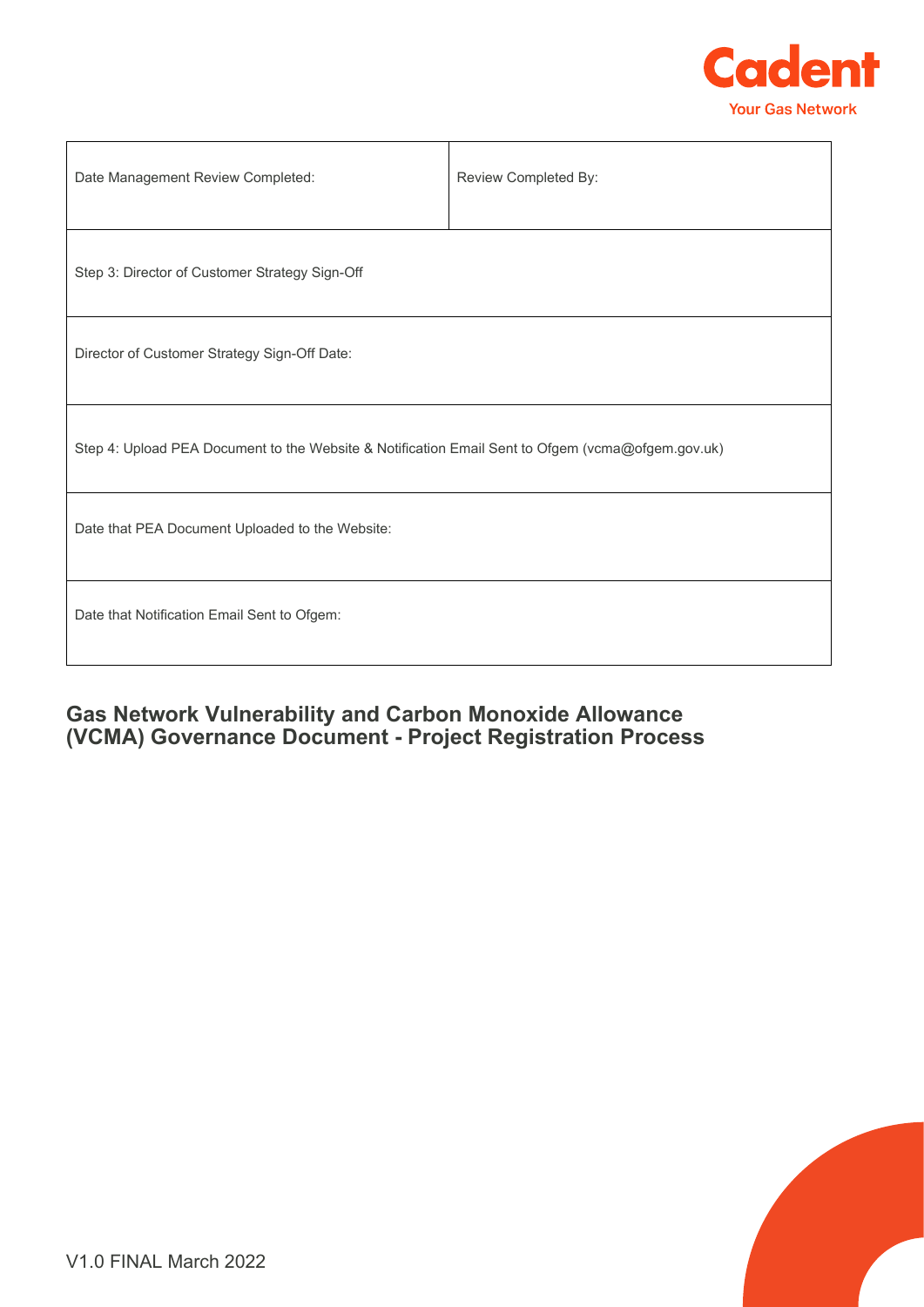| Date Management Review Completed: | Review Completed By: |
| --- | --- |
| Step 3: Director of Customer Strategy Sign-Off | |
| Director of Customer Strategy Sign-Off Date: | |
| Step 4: Upload PEA Document to the Website & Notification Email Sent to Ofgem (vcma@ofgem.gov.uk) | |
| Date that PEA Document Uploaded to the Website: | |
| Date that Notification Email Sent to Ofgem: | |

**Gas Network Vulnerability and Carbon Monoxide Allowance (VCMA) Governance Document - Project Registration Process**

V1.0 FINAL March 2022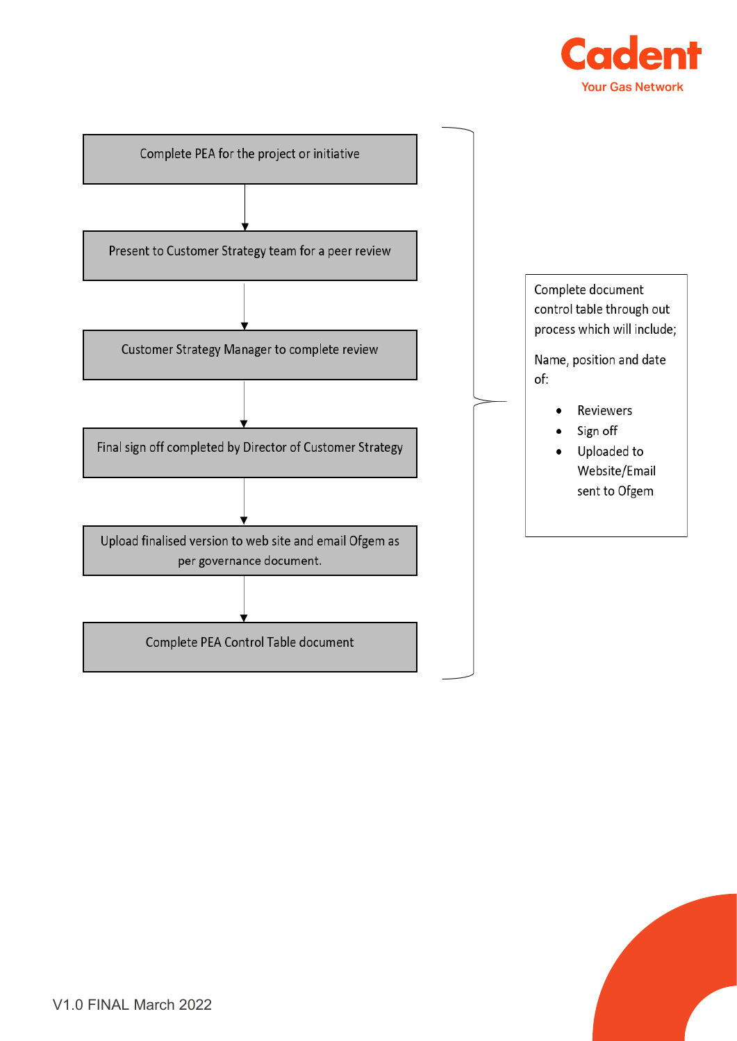Complete PEA for the project or initiative

↓

Present to Customer Strategy team for a peer review

↓

Customer Strategy Manager to complete review

↓

Final sign off completed by Director of Customer Strategy

↓

Upload finalised version to web site and email Ofgem as per governance document.

↓

Complete PEA Control Table document

Complete document control table through out process which will include;

Name, position and date of:

- Reviewers
- Sign off
- Uploaded to Website/Email sent to Ofgem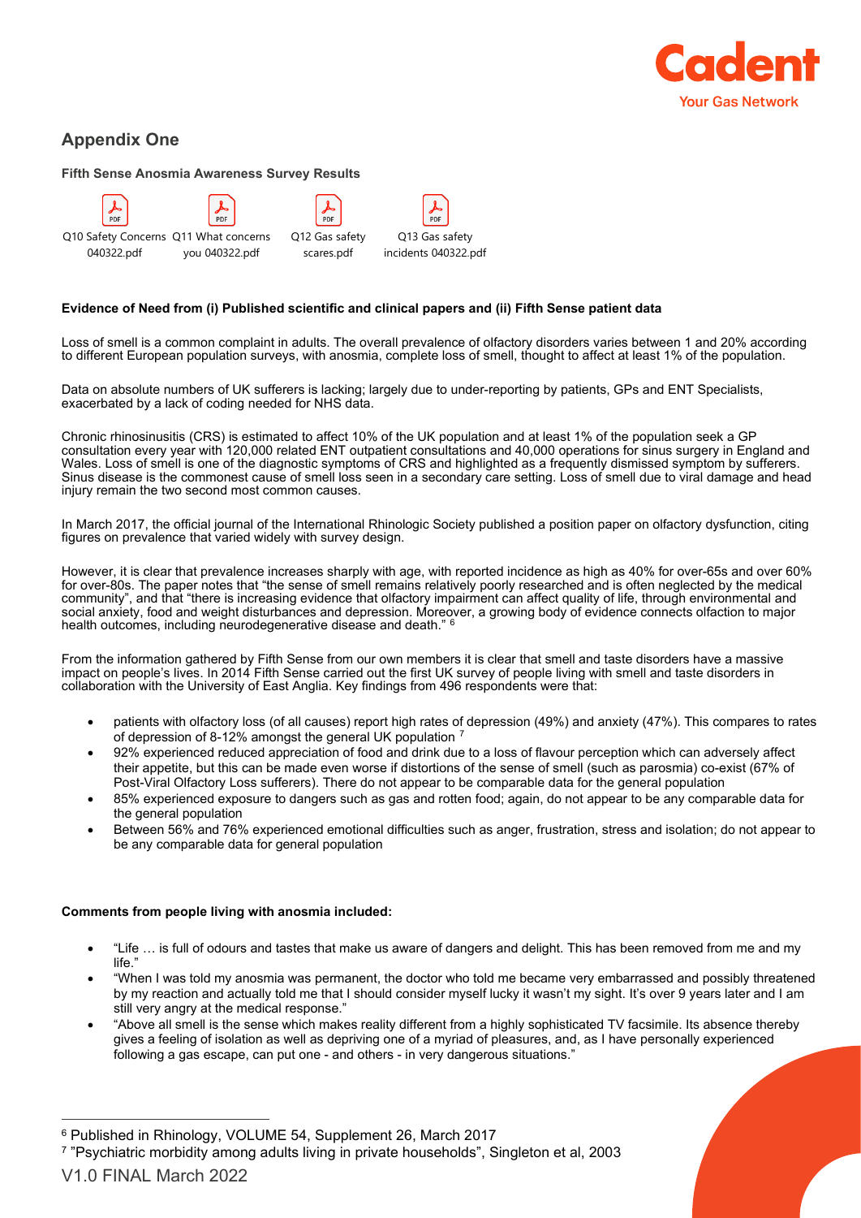## Appendix One

**Fifth Sense Anosmia Awareness Survey Results**

Q10 Safety Concerns 040322.pdf
Q11 What concerns you 040322.pdf
Q12 Gas safety scares.pdf
Q13 Gas safety incidents 040322.pdf

**Evidence of Need from (i) Published scientific and clinical papers and (ii) Fifth Sense patient data**

Loss of smell is a common complaint in adults. The overall prevalence of olfactory disorders varies between 1 and 20% according to different European population surveys, with anosmia, complete loss of smell, thought to affect at least 1% of the population.

Data on absolute numbers of UK sufferers is lacking; largely due to under-reporting by patients, GPs and ENT Specialists, exacerbated by a lack of coding needed for NHS data.

Chronic rhinosinusitis (CRS) is estimated to affect 10% of the UK population and at least 1% of the population seek a GP consultation every year with 120,000 related ENT outpatient consultations and 40,000 operations for sinus surgery in England and Wales. Loss of smell is one of the diagnostic symptoms of CRS and highlighted as a frequently dismissed symptom by sufferers. Sinus disease is the commonest cause of smell loss seen in a secondary care setting. Loss of smell due to viral damage and head injury remain the two second most common causes.

In March 2017, the official journal of the International Rhinologic Society published a position paper on olfactory dysfunction, citing figures on prevalence that varied widely with survey design.

However, it is clear that prevalence increases sharply with age, with reported incidence as high as 40% for over-65s and over 60% for over-80s. The paper notes that “the sense of smell remains relatively poorly researched and is often neglected by the medical community”, and that “there is increasing evidence that olfactory impairment can affect quality of life, through environmental and social anxiety, food and weight disturbances and depression. Moreover, a growing body of evidence connects olfaction to major health outcomes, including neurodegenerative disease and death.” [6]

From the information gathered by Fifth Sense from our own members it is clear that smell and taste disorders have a massive impact on people’s lives. In 2014 Fifth Sense carried out the first UK survey of people living with smell and taste disorders in collaboration with the University of East Anglia. Key findings from 496 respondents were that:

- patients with olfactory loss (of all causes) report high rates of depression (49%) and anxiety (47%). This compares to rates of depression of 8-12% amongst the general UK population [7]
- 92% experienced reduced appreciation of food and drink due to a loss of flavour perception which can adversely affect their appetite, but this can be made even worse if distortions of the sense of smell (such as parosmia) co-exist (67% of Post-Viral Olfactory Loss sufferers). There do not appear to be comparable data for the general population
- 85% experienced exposure to dangers such as gas and rotten food; again, do not appear to be any comparable data for the general population
- Between 56% and 76% experienced emotional difficulties such as anger, frustration, stress and isolation; do not appear to be any comparable data for general population

**Comments from people living with anosmia included:**

- “Life … is full of odours and tastes that make us aware of dangers and delight. This has been removed from me and my life.”
- “When I was told my anosmia was permanent, the doctor who told me became very embarrassed and possibly threatened by my reaction and actually told me that I should consider myself lucky it wasn’t my sight. It’s over 9 years later and I am still very angry at the medical response.”
- “Above all smell is the sense which makes reality different from a highly sophisticated TV facsimile. Its absence thereby gives a feeling of isolation as well as depriving one of a myriad of pleasures, and, as I have personally experienced following a gas escape, can put one - and others - in very dangerous situations.”

---

[6] Published in Rhinology, VOLUME 54, Supplement 26, March 2017

[7] ”Psychiatric morbidity among adults living in private households”, Singleton et al, 2003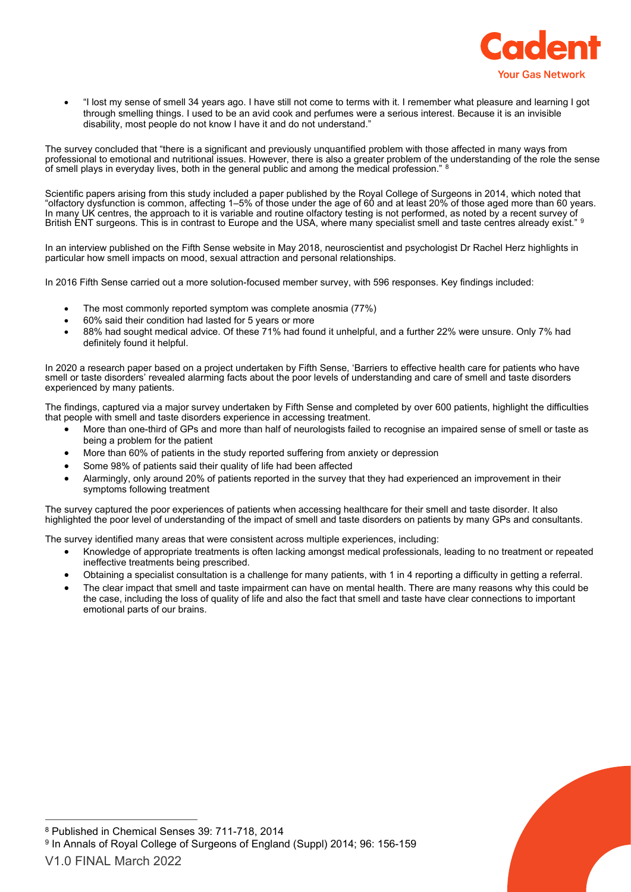- "I lost my sense of smell 34 years ago. I have still not come to terms with it. I remember what pleasure and learning I got through smelling things. I used to be an avid cook and perfumes were a serious interest. Because it is an invisible disability, most people do not know I have it and do not understand."

The survey concluded that "there is a significant and previously unquantified problem with those affected in many ways from professional to emotional and nutritional issues. However, there is also a greater problem of the understanding of the role the sense of smell plays in everyday lives, both in the general public and among the medical profession." [8]

Scientific papers arising from this study included a paper published by the Royal College of Surgeons in 2014, which noted that "olfactory dysfunction is common, affecting 1–5% of those under the age of 60 and at least 20% of those aged more than 60 years. In many UK centres, the approach to it is variable and routine olfactory testing is not performed, as noted by a recent survey of British ENT surgeons. This is in contrast to Europe and the USA, where many specialist smell and taste centres already exist." [9]

In an interview published on the Fifth Sense website in May 2018, neuroscientist and psychologist Dr Rachel Herz highlights in particular how smell impacts on mood, sexual attraction and personal relationships.

In 2016 Fifth Sense carried out a more solution-focused member survey, with 596 responses. Key findings included:

- The most commonly reported symptom was complete anosmia (77%)
- 60% said their condition had lasted for 5 years or more
- 88% had sought medical advice. Of these 71% had found it unhelpful, and a further 22% were unsure. Only 7% had definitely found it helpful.

In 2020 a research paper based on a project undertaken by Fifth Sense, 'Barriers to effective health care for patients who have smell or taste disorders' revealed alarming facts about the poor levels of understanding and care of smell and taste disorders experienced by many patients.

The findings, captured via a major survey undertaken by Fifth Sense and completed by over 600 patients, highlight the difficulties that people with smell and taste disorders experience in accessing treatment.

- More than one-third of GPs and more than half of neurologists failed to recognise an impaired sense of smell or taste as being a problem for the patient
- More than 60% of patients in the study reported suffering from anxiety or depression
- Some 98% of patients said their quality of life had been affected
- Alarmingly, only around 20% of patients reported in the survey that they had experienced an improvement in their symptoms following treatment

The survey captured the poor experiences of patients when accessing healthcare for their smell and taste disorder. It also highlighted the poor level of understanding of the impact of smell and taste disorders on patients by many GPs and consultants.

The survey identified many areas that were consistent across multiple experiences, including:

- Knowledge of appropriate treatments is often lacking amongst medical professionals, leading to no treatment or repeated ineffective treatments being prescribed.
- Obtaining a specialist consultation is a challenge for many patients, with 1 in 4 reporting a difficulty in getting a referral.
- The clear impact that smell and taste impairment can have on mental health. There are many reasons why this could be the case, including the loss of quality of life and also the fact that smell and taste have clear connections to important emotional parts of our brains.

[8] Published in Chemical Senses 39: 711-718, 2014

[9] In Annals of Royal College of Surgeons of England (Suppl) 2014; 96: 156-159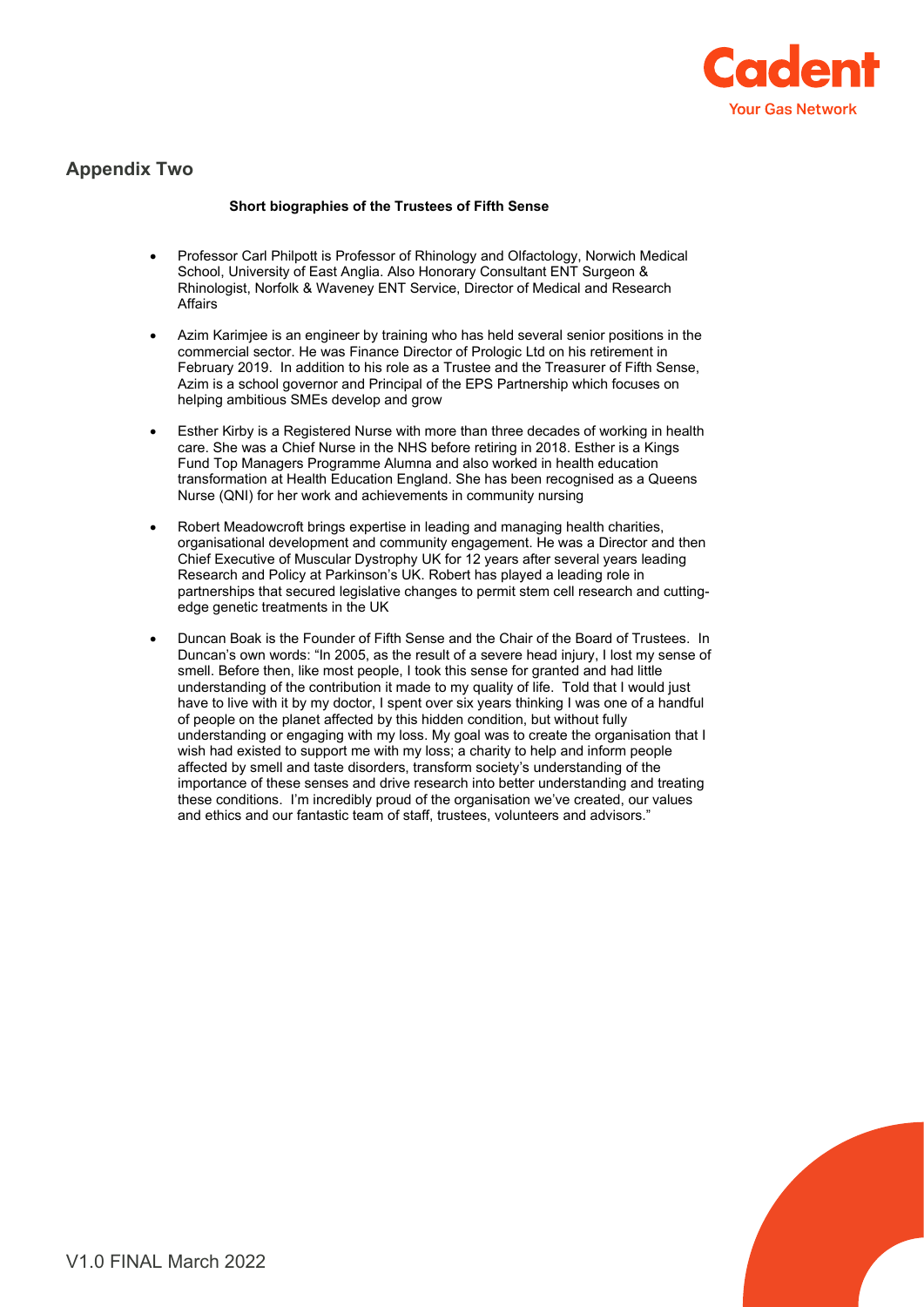## Appendix Two

**Short biographies of the Trustees of Fifth Sense**

- Professor Carl Philpott is Professor of Rhinology and Olfactology, Norwich Medical School, University of East Anglia. Also Honorary Consultant ENT Surgeon & Rhinologist, Norfolk & Waveney ENT Service, Director of Medical and Research Affairs

- Azim Karimjee is an engineer by training who has held several senior positions in the commercial sector. He was Finance Director of Prologic Ltd on his retirement in February 2019. In addition to his role as a Trustee and the Treasurer of Fifth Sense, Azim is a school governor and Principal of the EPS Partnership which focuses on helping ambitious SMEs develop and grow

- Esther Kirby is a Registered Nurse with more than three decades of working in health care. She was a Chief Nurse in the NHS before retiring in 2018. Esther is a Kings Fund Top Managers Programme Alumna and also worked in health education transformation at Health Education England. She has been recognised as a Queens Nurse (QNI) for her work and achievements in community nursing

- Robert Meadowcroft brings expertise in leading and managing health charities, organisational development and community engagement. He was a Director and then Chief Executive of Muscular Dystrophy UK for 12 years after several years leading Research and Policy at Parkinson's UK. Robert has played a leading role in partnerships that secured legislative changes to permit stem cell research and cutting-edge genetic treatments in the UK

- Duncan Boak is the Founder of Fifth Sense and the Chair of the Board of Trustees. In Duncan's own words: "In 2005, as the result of a severe head injury, I lost my sense of smell. Before then, like most people, I took this sense for granted and had little understanding of the contribution it made to my quality of life. Told that I would just have to live with it by my doctor, I spent over six years thinking I was one of a handful of people on the planet affected by this hidden condition, but without fully understanding or engaging with my loss. My goal was to create the organisation that I wish had existed to support me with my loss; a charity to help and inform people affected by smell and taste disorders, transform society's understanding of the importance of these senses and drive research into better understanding and treating these conditions. I'm incredibly proud of the organisation we've created, our values and ethics and our fantastic team of staff, trustees, volunteers and advisors."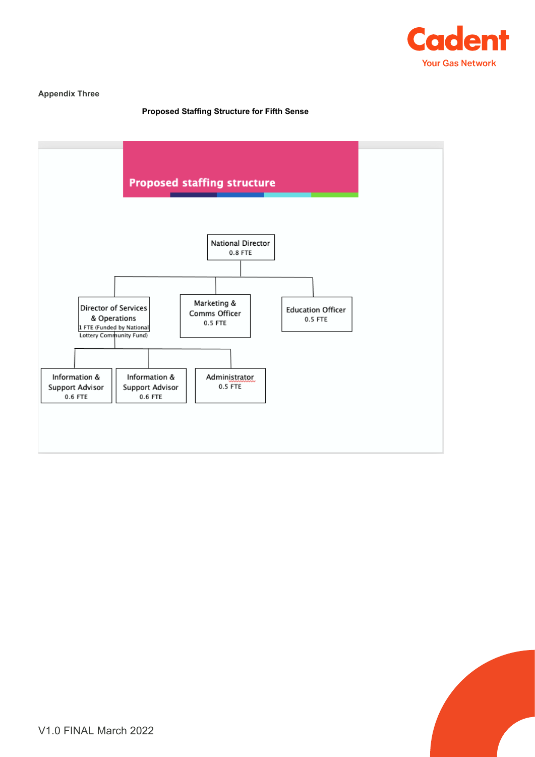Appendix Three

**Proposed Staffing Structure for Fifth Sense**

Proposed staffing structure

National Director
0.8 FTE

Director of Services & Operations
1 FTE (Funded by National Lottery Community Fund)

Marketing & Comms Officer
0.5 FTE

Education Officer
0.5 FTE

Information & Support Advisor
0.6 FTE

Information & Support Advisor
0.6 FTE

Administrator
0.5 FTE

V1.0 FINAL March 2022